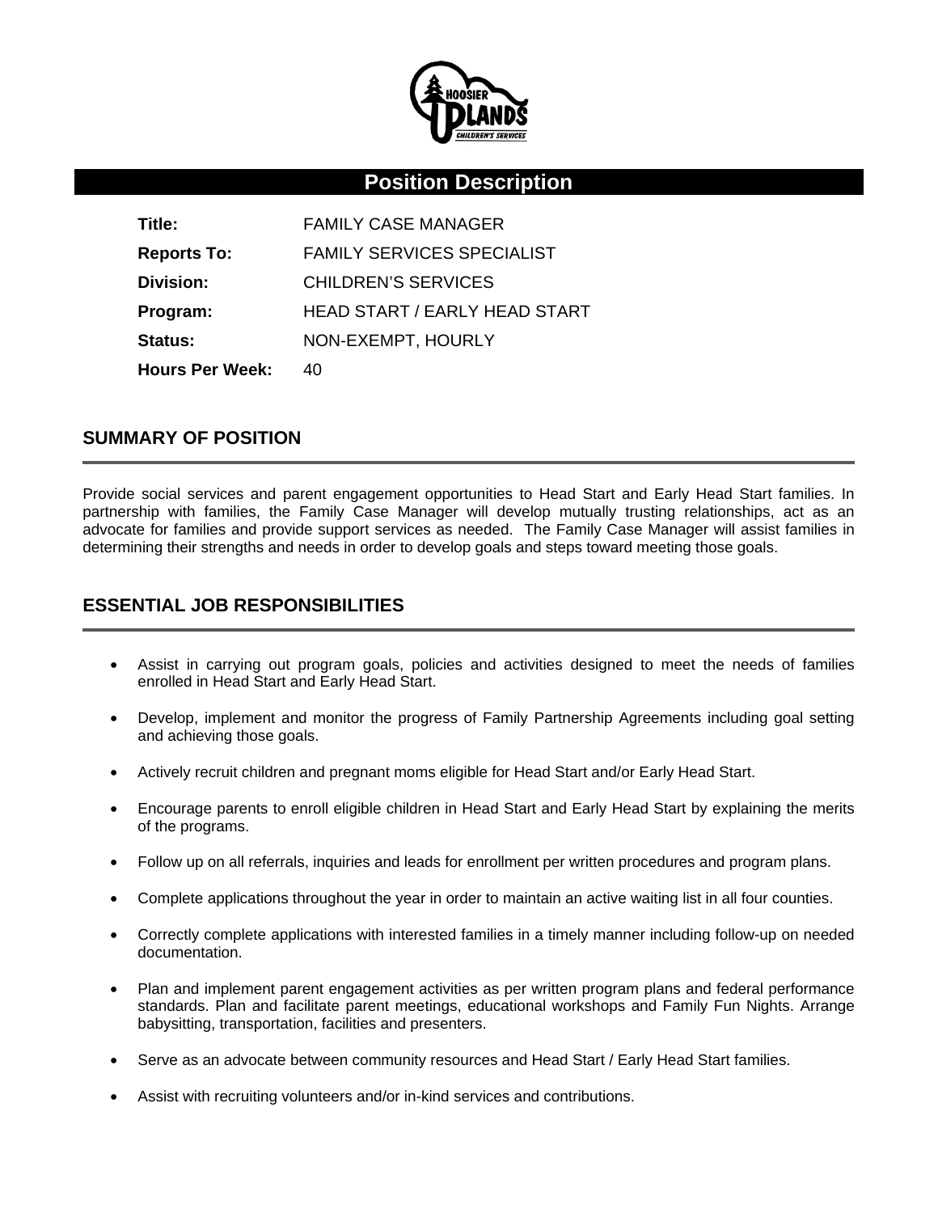# Position Description

| | |
|---|---|
| **Title:** | FAMILY CASE MANAGER |
| **Reports To:** | FAMILY SERVICES SPECIALIST |
| **Division:** | CHILDREN'S SERVICES |
| **Program:** | HEAD START / EARLY HEAD START |
| **Status:** | NON-EXEMPT, HOURLY |
| **Hours Per Week:** | 40 |

## SUMMARY OF POSITION

Provide social services and parent engagement opportunities to Head Start and Early Head Start families. In partnership with families, the Family Case Manager will develop mutually trusting relationships, act as an advocate for families and provide support services as needed. The Family Case Manager will assist families in determining their strengths and needs in order to develop goals and steps toward meeting those goals.

## ESSENTIAL JOB RESPONSIBILITIES

- Assist in carrying out program goals, policies and activities designed to meet the needs of families enrolled in Head Start and Early Head Start.
- Develop, implement and monitor the progress of Family Partnership Agreements including goal setting and achieving those goals.
- Actively recruit children and pregnant moms eligible for Head Start and/or Early Head Start.
- Encourage parents to enroll eligible children in Head Start and Early Head Start by explaining the merits of the programs.
- Follow up on all referrals, inquiries and leads for enrollment per written procedures and program plans.
- Complete applications throughout the year in order to maintain an active waiting list in all four counties.
- Correctly complete applications with interested families in a timely manner including follow-up on needed documentation.
- Plan and implement parent engagement activities as per written program plans and federal performance standards. Plan and facilitate parent meetings, educational workshops and Family Fun Nights. Arrange babysitting, transportation, facilities and presenters.
- Serve as an advocate between community resources and Head Start / Early Head Start families.
- Assist with recruiting volunteers and/or in-kind services and contributions.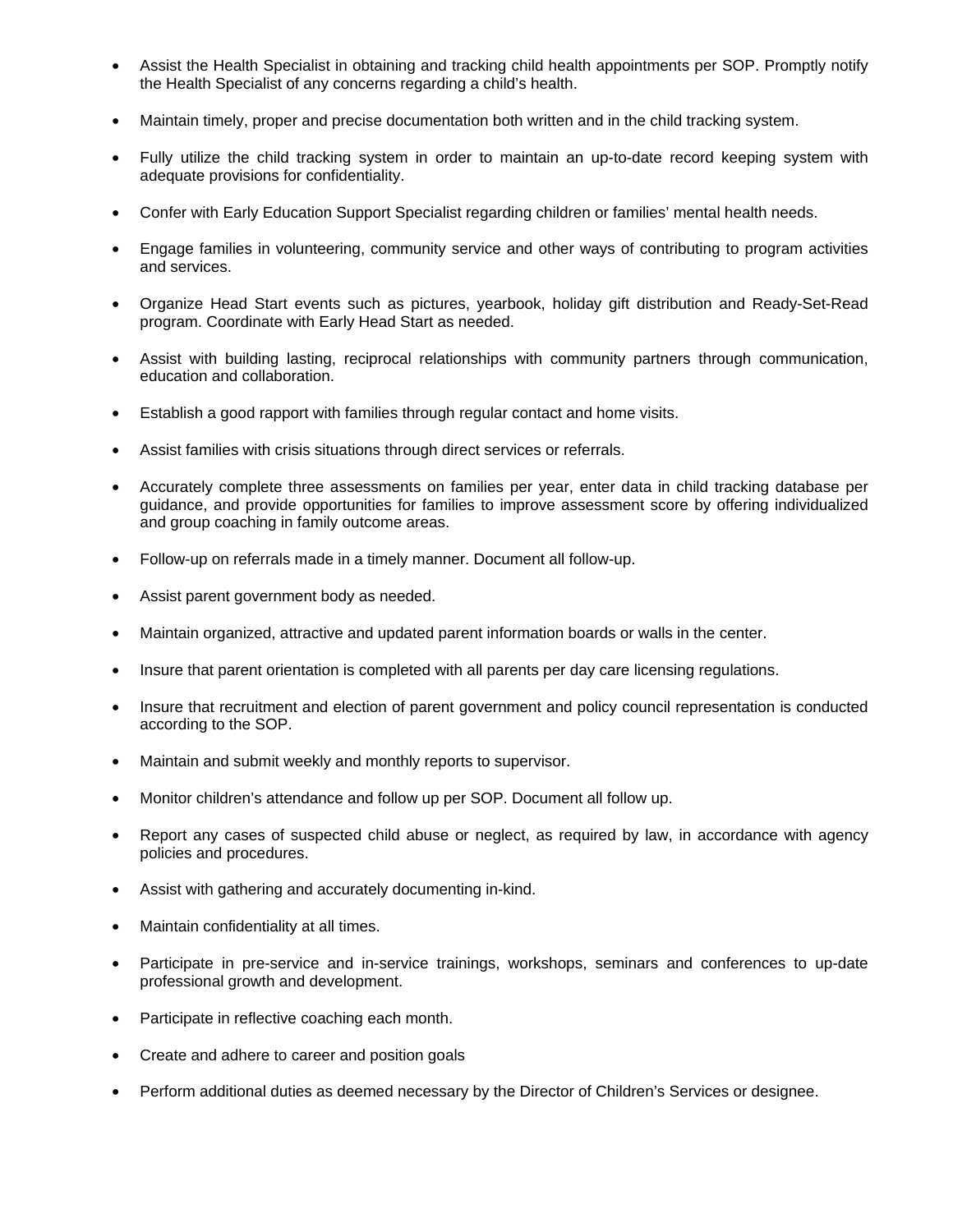- Assist the Health Specialist in obtaining and tracking child health appointments per SOP. Promptly notify the Health Specialist of any concerns regarding a child's health.

- Maintain timely, proper and precise documentation both written and in the child tracking system.

- Fully utilize the child tracking system in order to maintain an up-to-date record keeping system with adequate provisions for confidentiality.

- Confer with Early Education Support Specialist regarding children or families' mental health needs.

- Engage families in volunteering, community service and other ways of contributing to program activities and services.

- Organize Head Start events such as pictures, yearbook, holiday gift distribution and Ready-Set-Read program. Coordinate with Early Head Start as needed.

- Assist with building lasting, reciprocal relationships with community partners through communication, education and collaboration.

- Establish a good rapport with families through regular contact and home visits.

- Assist families with crisis situations through direct services or referrals.

- Accurately complete three assessments on families per year, enter data in child tracking database per guidance, and provide opportunities for families to improve assessment score by offering individualized and group coaching in family outcome areas.

- Follow-up on referrals made in a timely manner. Document all follow-up.

- Assist parent government body as needed.

- Maintain organized, attractive and updated parent information boards or walls in the center.

- Insure that parent orientation is completed with all parents per day care licensing regulations.

- Insure that recruitment and election of parent government and policy council representation is conducted according to the SOP.

- Maintain and submit weekly and monthly reports to supervisor.

- Monitor children's attendance and follow up per SOP. Document all follow up.

- Report any cases of suspected child abuse or neglect, as required by law, in accordance with agency policies and procedures.

- Assist with gathering and accurately documenting in-kind.

- Maintain confidentiality at all times.

- Participate in pre-service and in-service trainings, workshops, seminars and conferences to up-date professional growth and development.

- Participate in reflective coaching each month.

- Create and adhere to career and position goals

- Perform additional duties as deemed necessary by the Director of Children's Services or designee.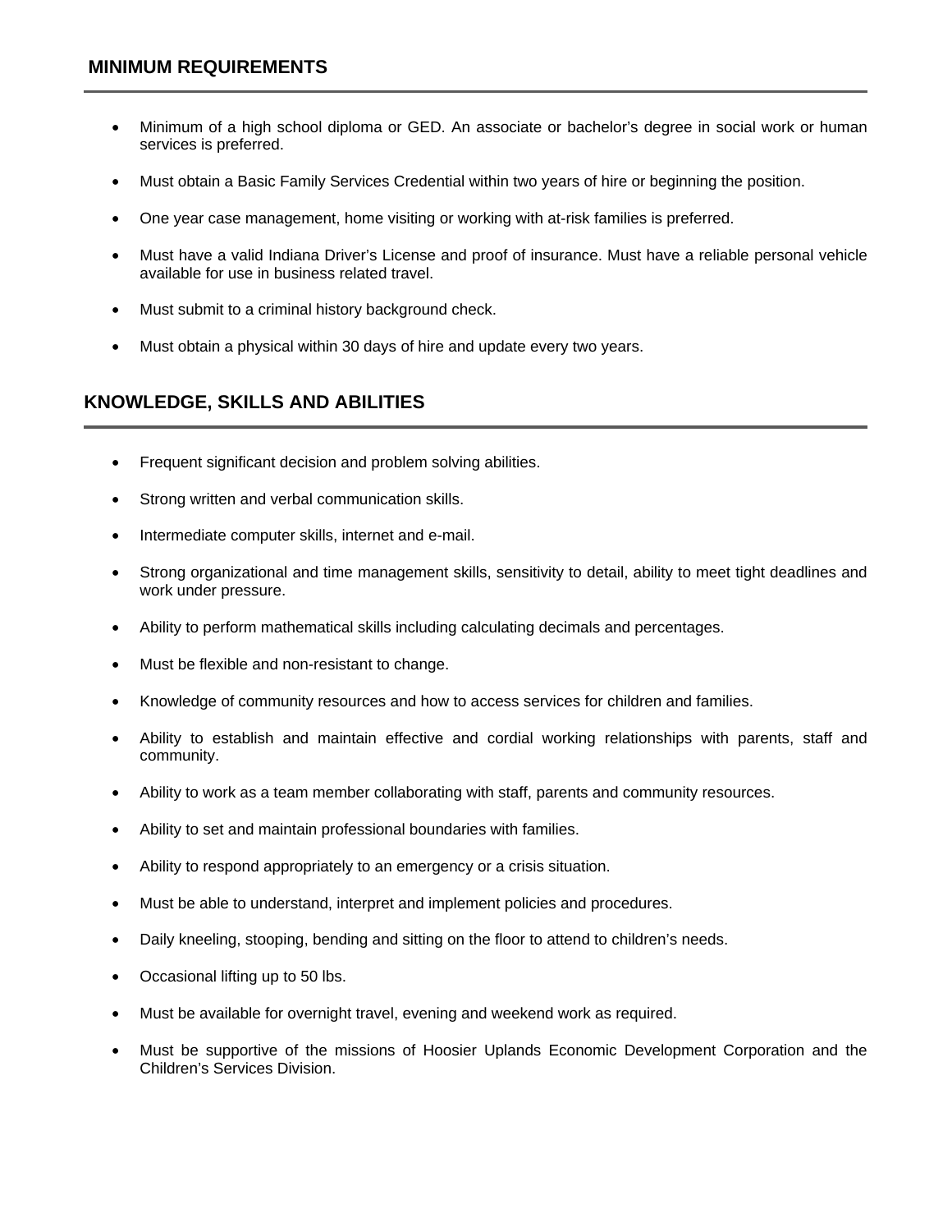## MINIMUM REQUIREMENTS

- Minimum of a high school diploma or GED. An associate or bachelor's degree in social work or human services is preferred.
- Must obtain a Basic Family Services Credential within two years of hire or beginning the position.
- One year case management, home visiting or working with at-risk families is preferred.
- Must have a valid Indiana Driver's License and proof of insurance. Must have a reliable personal vehicle available for use in business related travel.
- Must submit to a criminal history background check.
- Must obtain a physical within 30 days of hire and update every two years.

## KNOWLEDGE, SKILLS AND ABILITIES

- Frequent significant decision and problem solving abilities.
- Strong written and verbal communication skills.
- Intermediate computer skills, internet and e-mail.
- Strong organizational and time management skills, sensitivity to detail, ability to meet tight deadlines and work under pressure.
- Ability to perform mathematical skills including calculating decimals and percentages.
- Must be flexible and non-resistant to change.
- Knowledge of community resources and how to access services for children and families.
- Ability to establish and maintain effective and cordial working relationships with parents, staff and community.
- Ability to work as a team member collaborating with staff, parents and community resources.
- Ability to set and maintain professional boundaries with families.
- Ability to respond appropriately to an emergency or a crisis situation.
- Must be able to understand, interpret and implement policies and procedures.
- Daily kneeling, stooping, bending and sitting on the floor to attend to children's needs.
- Occasional lifting up to 50 lbs.
- Must be available for overnight travel, evening and weekend work as required.
- Must be supportive of the missions of Hoosier Uplands Economic Development Corporation and the Children's Services Division.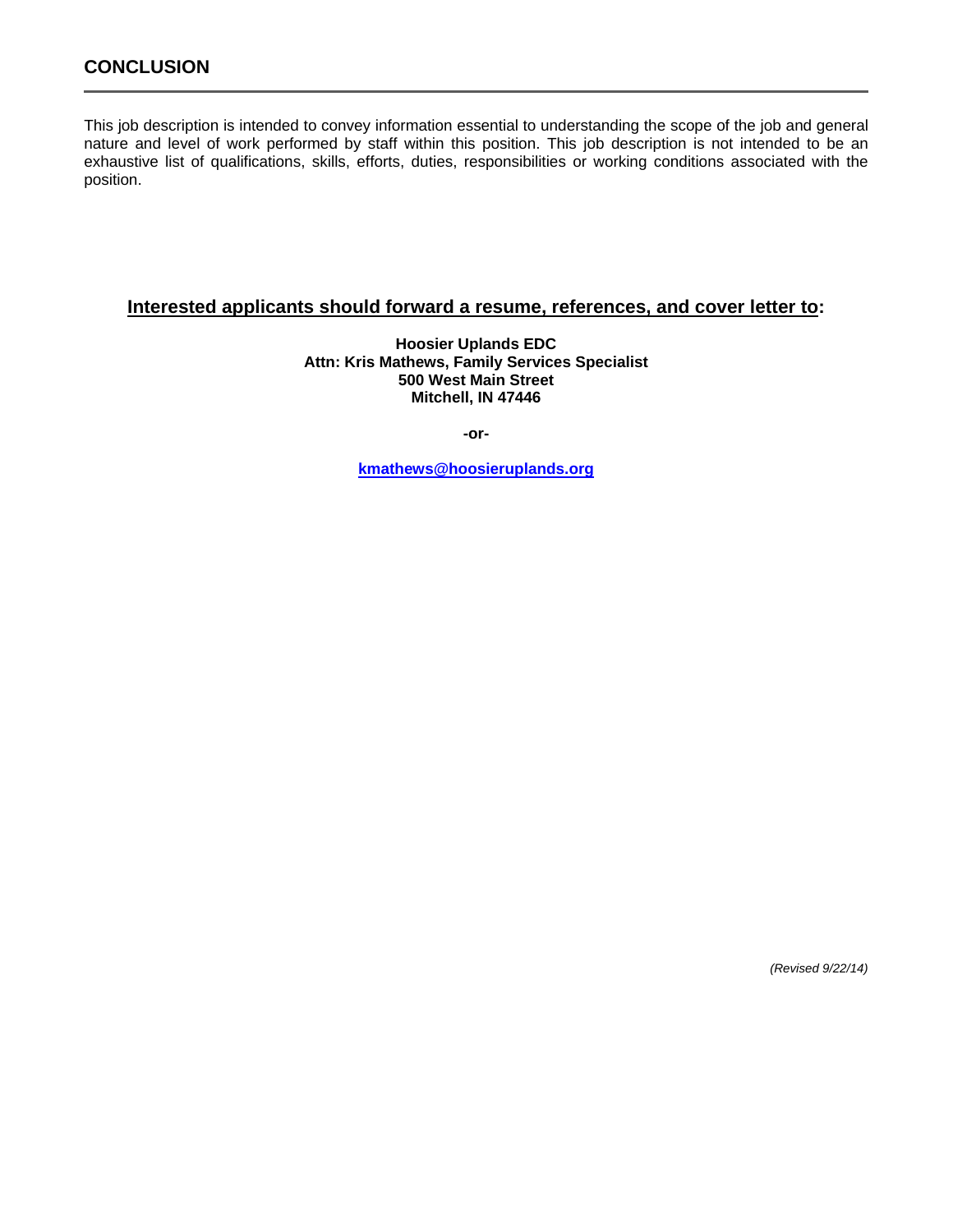## CONCLUSION

This job description is intended to convey information essential to understanding the scope of the job and general nature and level of work performed by staff within this position. This job description is not intended to be an exhaustive list of qualifications, skills, efforts, duties, responsibilities or working conditions associated with the position.

**Interested applicants should forward a resume, references, and cover letter to:**

**Hoosier Uplands EDC**
**Attn: Kris Mathews, Family Services Specialist**
**500 West Main Street**
**Mitchell, IN 47446**

**-or-**

**kmathews@hoosieruplands.org**

*(Revised 9/22/14)*